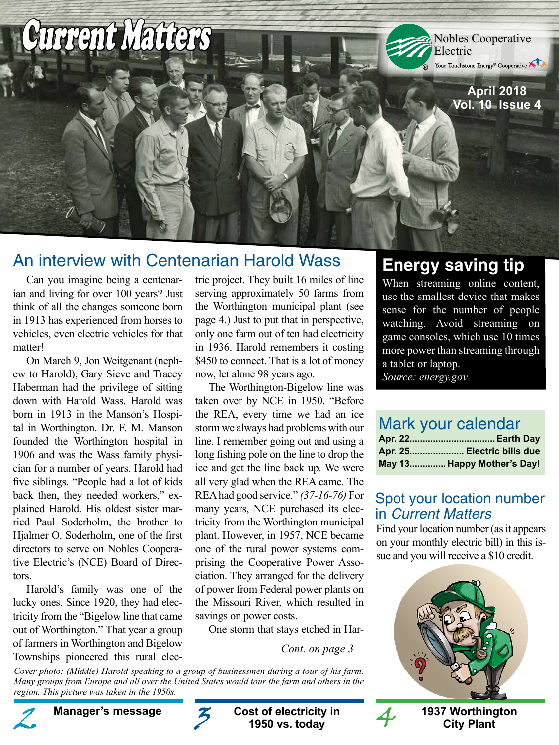# Current Matters

Nobles Cooperative Electric
Your Touchstone Energy® Cooperative

April 2018
Vol. 10 Issue 4

## An interview with Centenarian Harold Wass

Can you imagine being a centenarian and living for over 100 years? Just think of all the changes someone born in 1913 has experienced from horses to vehicles, even electric vehicles for that matter!

On March 9, Jon Weitgenant (nephew to Harold), Gary Sieve and Tracey Haberman had the privilege of sitting down with Harold Wass. Harold was born in 1913 in the Manson's Hospital in Worthington. Dr. F. M. Manson founded the Worthington hospital in 1906 and was the Wass family physician for a number of years. Harold had five siblings. "People had a lot of kids back then, they needed workers," explained Harold. His oldest sister married Paul Soderholm, the brother to Hjalmer O. Soderholm, one of the first directors to serve on Nobles Cooperative Electric's (NCE) Board of Directors.

Harold's family was one of the lucky ones. Since 1920, they had electricity from the "Bigelow line that came out of Worthington." That year a group of farmers in Worthington and Bigelow Townships pioneered this rural electric project. They built 16 miles of line serving approximately 50 farms from the Worthington municipal plant (see page 4.) Just to put that in perspective, only one farm out of ten had electricity in 1936. Harold remembers it costing $450 to connect. That is a lot of money now, let alone 98 years ago.

The Worthington-Bigelow line was taken over by NCE in 1950. "Before the REA, every time we had an ice storm we always had problems with our line. I remember going out and using a long fishing pole on the line to drop the ice and get the line back up. We were all very glad when the REA came. The REA had good service." *(37-16-76)* For many years, NCE purchased its electricity from the Worthington municipal plant. However, in 1957, NCE became one of the rural power systems comprising the Cooperative Power Association. They arranged for the delivery of power from Federal power plants on the Missouri River, which resulted in savings on power costs.

One storm that stays etched in Har-

*Cont. on page 3*

*Cover photo: (Middle) Harold speaking to a group of businessmen during a tour of his farm. Many groups from Europe and all over the United States would tour the farm and others in the region. This picture was taken in the 1950s.*

## Energy saving tip

When streaming online content, use the smallest device that makes sense for the number of people watching. Avoid streaming on game consoles, which use 10 times more power than streaming through a tablet or laptop.
*Source: energy.gov*

## Mark your calendar

**Apr. 22................................ Earth Day**
**Apr. 25.................... Electric bills due**
**May 13............. Happy Mother's Day!**

## Spot your location number in *Current Matters*

Find your location number (as it appears on your monthly electric bill) in this issue and you will receive a $10 credit.

**2** **Manager's message**

**3** **Cost of electricity in 1950 vs. today**

**4** **1937 Worthington City Plant**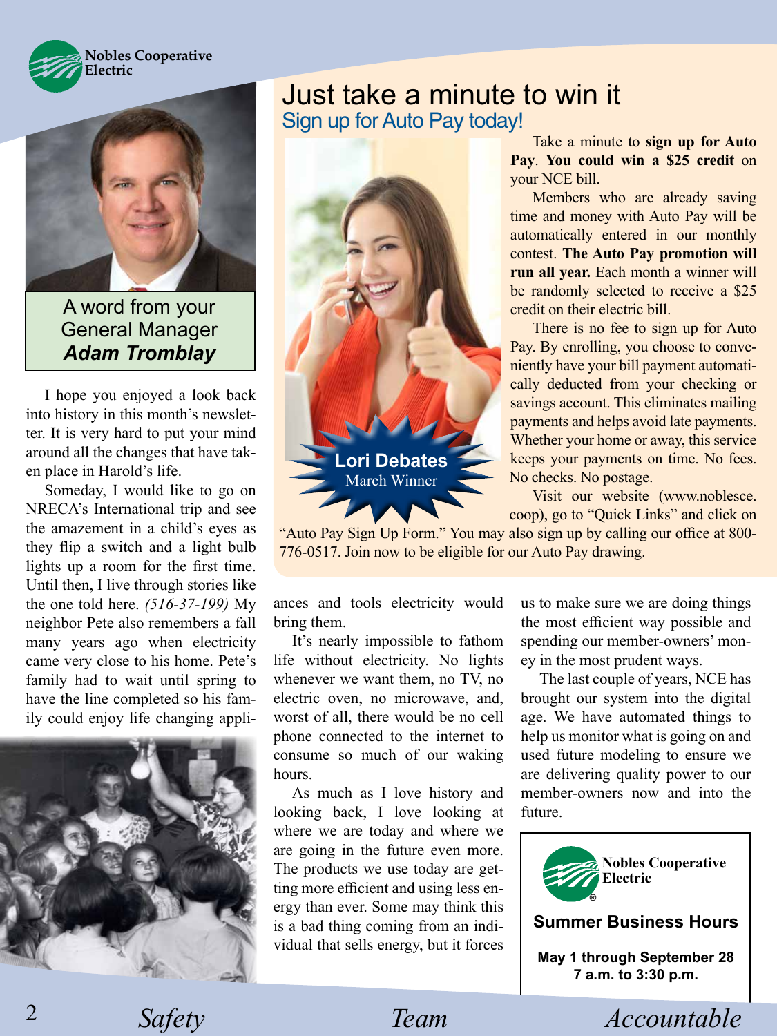Nobles Cooperative Electric

A word from your General Manager
***Adam Tromblay***

I hope you enjoyed a look back into history in this month's newsletter. It is very hard to put your mind around all the changes that have taken place in Harold's life.

Someday, I would like to go on NRECA's International trip and see the amazement in a child's eyes as they flip a switch and a light bulb lights up a room for the first time. Until then, I live through stories like the one told here. *(516-37-199)* My neighbor Pete also remembers a fall many years ago when electricity came very close to his home. Pete's family had to wait until spring to have the line completed so his family could enjoy life changing appliances and tools electricity would bring them.

It's nearly impossible to fathom life without electricity. No lights whenever we want them, no TV, no electric oven, no microwave, and, worst of all, there would be no cell phone connected to the internet to consume so much of our waking hours.

As much as I love history and looking back, I love looking at where we are today and where we are going in the future even more. The products we use today are getting more efficient and using less energy than ever. Some may think this is a bad thing coming from an individual that sells energy, but it forces us to make sure we are doing things the most efficient way possible and spending our member-owners' money in the most prudent ways.

The last couple of years, NCE has brought our system into the digital age. We have automated things to help us monitor what is going on and used future modeling to ensure we are delivering quality power to our member-owners now and into the future.

# Just take a minute to win it

## Sign up for Auto Pay today!

**Lori Debates**
March Winner

Take a minute to **sign up for Auto Pay**. **You could win a $25 credit** on your NCE bill.

Members who are already saving time and money with Auto Pay will be automatically entered in our monthly contest. **The Auto Pay promotion will run all year.** Each month a winner will be randomly selected to receive a $25 credit on their electric bill.

There is no fee to sign up for Auto Pay. By enrolling, you choose to conveniently have your bill payment automatically deducted from your checking or savings account. This eliminates mailing payments and helps avoid late payments. Whether your home or away, this service keeps your payments on time. No fees. No checks. No postage.

Visit our website (www.noblesce.coop), go to "Quick Links" and click on "Auto Pay Sign Up Form." You may also sign up by calling our office at 800-776-0517. Join now to be eligible for our Auto Pay drawing.

Nobles Cooperative Electric®

**Summer Business Hours**

**May 1 through September 28**
**7 a.m. to 3:30 p.m.**

*Safety* *Team* *Accountable*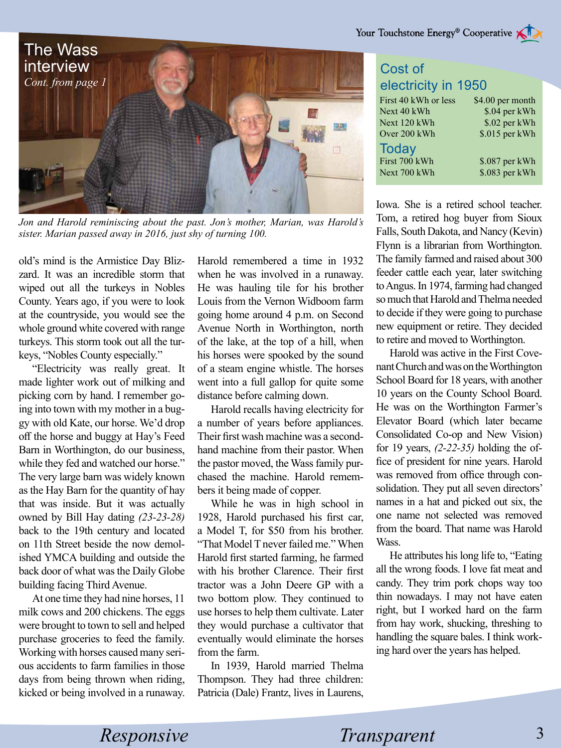## The Wass interview

*Cont. from page 1*

*Jon and Harold reminiscing about the past. Jon's mother, Marian, was Harold's sister. Marian passed away in 2016, just shy of turning 100.*

old's mind is the Armistice Day Blizzard. It was an incredible storm that wiped out all the turkeys in Nobles County. Years ago, if you were to look at the countryside, you would see the whole ground white covered with range turkeys. This storm took out all the turkeys, "Nobles County especially."

"Electricity was really great. It made lighter work out of milking and picking corn by hand. I remember going into town with my mother in a buggy with old Kate, our horse. We'd drop off the horse and buggy at Hay's Feed Barn in Worthington, do our business, while they fed and watched our horse." The very large barn was widely known as the Hay Barn for the quantity of hay that was inside. But it was actually owned by Bill Hay dating *(23-23-28)* back to the 19th century and located on 11th Street beside the now demolished YMCA building and outside the back door of what was the Daily Globe building facing Third Avenue.

At one time they had nine horses, 11 milk cows and 200 chickens. The eggs were brought to town to sell and helped purchase groceries to feed the family. Working with horses caused many serious accidents to farm families in those days from being thrown when riding, kicked or being involved in a runaway.

Harold remembered a time in 1932 when he was involved in a runaway. He was hauling tile for his brother Louis from the Vernon Widboom farm going home around 4 p.m. on Second Avenue North in Worthington, north of the lake, at the top of a hill, when his horses were spooked by the sound of a steam engine whistle. The horses went into a full gallop for quite some distance before calming down.

Harold recalls having electricity for a number of years before appliances. Their first wash machine was a second-hand machine from their pastor. When the pastor moved, the Wass family purchased the machine. Harold remembers it being made of copper.

While he was in high school in 1928, Harold purchased his first car, a Model T, for $50 from his brother. "That Model T never failed me." When Harold first started farming, he farmed with his brother Clarence. Their first tractor was a John Deere GP with a two bottom plow. They continued to use horses to help them cultivate. Later they would purchase a cultivator that eventually would eliminate the horses from the farm.

In 1939, Harold married Thelma Thompson. They had three children: Patricia (Dale) Frantz, lives in Laurens, Iowa. She is a retired school teacher. Tom, a retired hog buyer from Sioux Falls, South Dakota, and Nancy (Kevin) Flynn is a librarian from Worthington. The family farmed and raised about 300 feeder cattle each year, later switching to Angus. In 1974, farming had changed so much that Harold and Thelma needed to decide if they were going to purchase new equipment or retire. They decided to retire and moved to Worthington.

Harold was active in the First Covenant Church and was on the Worthington School Board for 18 years, with another 10 years on the County School Board. He was on the Worthington Farmer's Elevator Board (which later became Consolidated Co-op and New Vision) for 19 years, *(2-22-35)* holding the office of president for nine years. Harold was removed from office through consolidation. They put all seven directors' names in a hat and picked out six, the one name not selected was removed from the board. That name was Harold Wass.

He attributes his long life to, "Eating all the wrong foods. I love fat meat and candy. They trim pork chops way too thin nowadays. I may not have eaten right, but I worked hard on the farm from hay work, shucking, threshing to handling the square bales. I think working hard over the years has helped.

### Cost of electricity in 1950

| | |
|---|---|
| First 40 kWh or less | $4.00 per month |
| Next 40 kWh | $.04 per kWh |
| Next 120 kWh | $.02 per kWh |
| Over 200 kWh | $.015 per kWh |

### Today

| | |
|---|---|
| First 700 kWh | $.087 per kWh |
| Next 700 kWh | $.083 per kWh |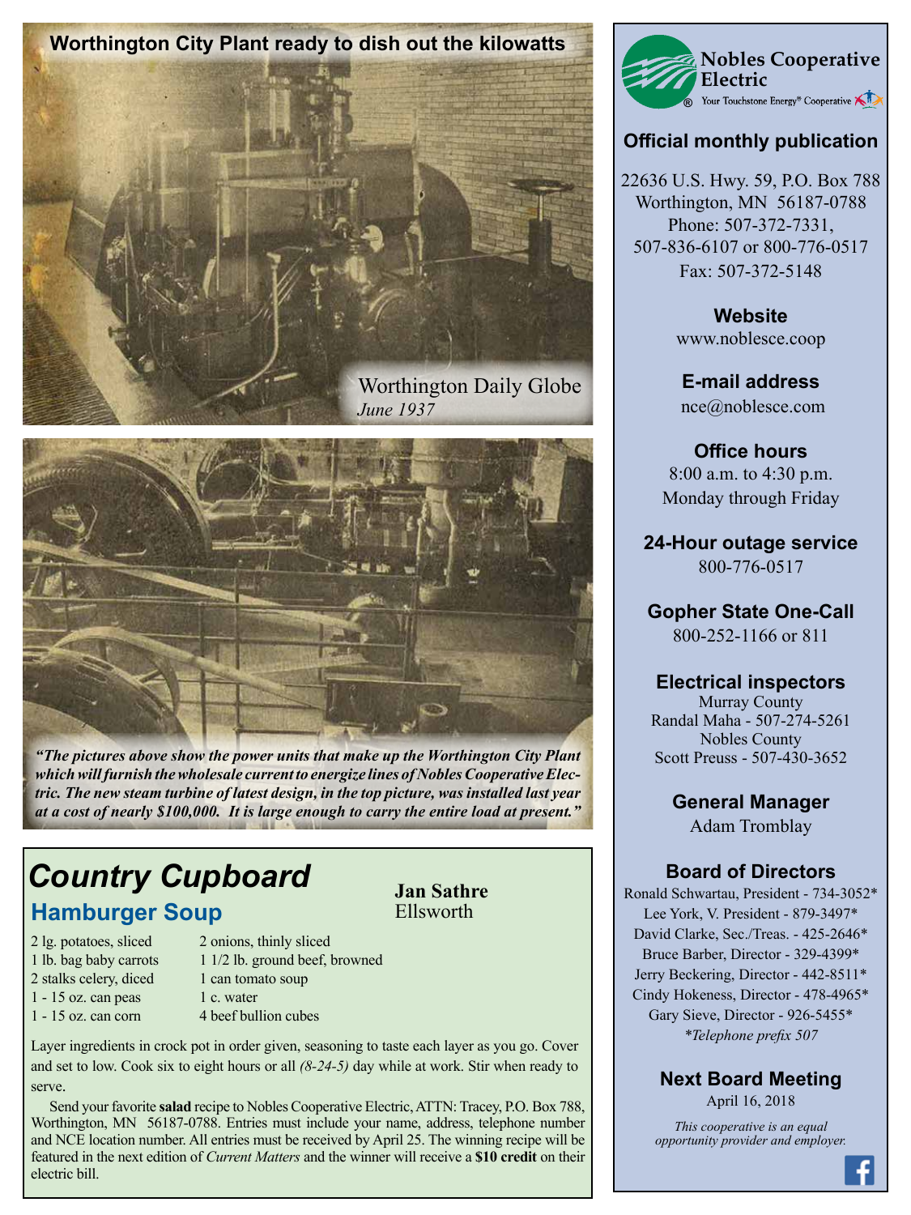## Worthington City Plant ready to dish out the kilowatts

Worthington Daily Globe
*June 1937*

*"The pictures above show the power units that make up the Worthington City Plant which will furnish the wholesale current to energize lines of Nobles Cooperative Electric. The new steam turbine of latest design, in the top picture, was installed last year at a cost of nearly $100,000. It is large enough to carry the entire load at present."*

# Country Cupboard

## Hamburger Soup

**Jan Sathre**
Ellsworth

- 2 lg. potatoes, sliced
- 1 lb. bag baby carrots
- 2 stalks celery, diced
- 1 - 15 oz. can peas
- 1 - 15 oz. can corn
- 2 onions, thinly sliced
- 1 1/2 lb. ground beef, browned
- 1 can tomato soup
- 1 c. water
- 4 beef bullion cubes

Layer ingredients in crock pot in order given, seasoning to taste each layer as you go. Cover and set to low. Cook six to eight hours or all *(8-24-5)* day while at work. Stir when ready to serve.

Send your favorite **salad** recipe to Nobles Cooperative Electric, ATTN: Tracey, P.O. Box 788, Worthington, MN 56187-0788. Entries must include your name, address, telephone number and NCE location number. All entries must be received by April 25. The winning recipe will be featured in the next edition of *Current Matters* and the winner will receive a **$10 credit** on their electric bill.

---

**Nobles Cooperative Electric**
Your Touchstone Energy® Cooperative

### Official monthly publication

22636 U.S. Hwy. 59, P.O. Box 788
Worthington, MN 56187-0788
Phone: 507-372-7331,
507-836-6107 or 800-776-0517
Fax: 507-372-5148

### Website
www.noblesce.coop

### E-mail address
nce@noblesce.com

### Office hours
8:00 a.m. to 4:30 p.m.
Monday through Friday

### 24-Hour outage service
800-776-0517

### Gopher State One-Call
800-252-1166 or 811

### Electrical inspectors
Murray County
Randal Maha - 507-274-5261
Nobles County
Scott Preuss - 507-430-3652

### General Manager
Adam Tromblay

### Board of Directors
Ronald Schwartau, President - 734-3052*
Lee York, V. President - 879-3497*
David Clarke, Sec./Treas. - 425-2646*
Bruce Barber, Director - 329-4399*
Jerry Beckering, Director - 442-8511*
Cindy Hokeness, Director - 478-4965*
Gary Sieve, Director - 926-5455*
*Telephone prefix 507

### Next Board Meeting
April 16, 2018

*This cooperative is an equal opportunity provider and employer.*